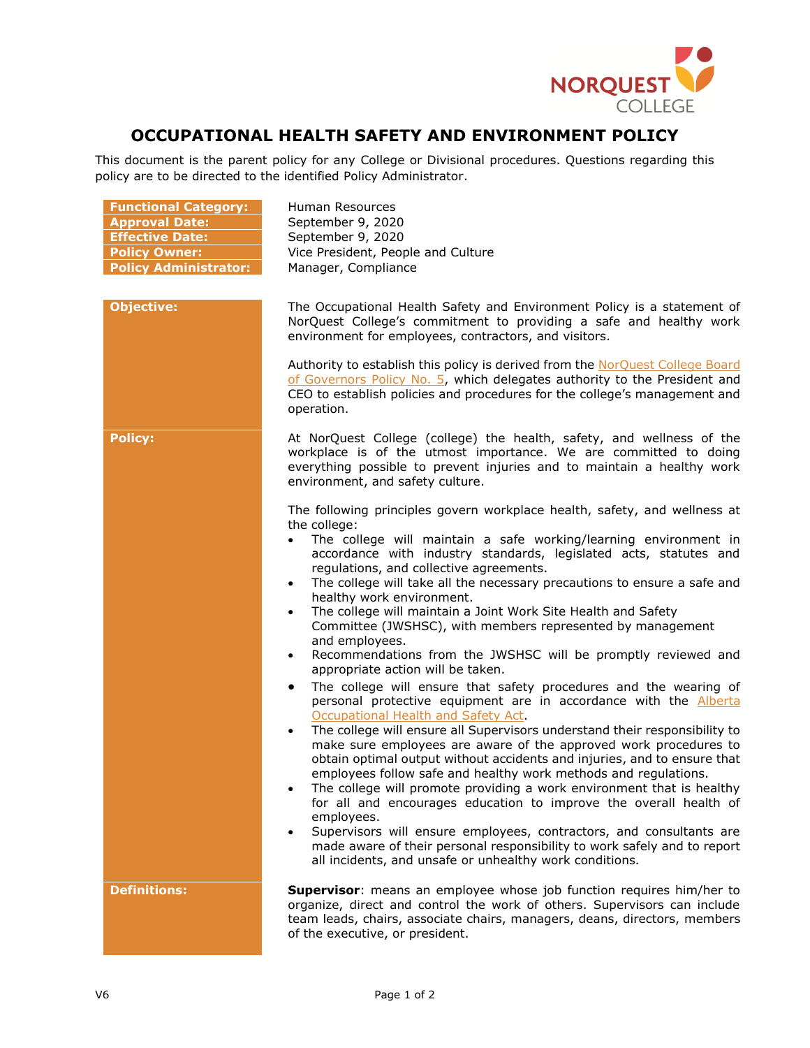# OCCUPATIONAL HEALTH SAFETY AND ENVIRONMENT POLICY

This document is the parent policy for any College or Divisional procedures. Questions regarding this policy are to be directed to the identified Policy Administrator.

| | |
|---|---|
| **Functional Category:** | Human Resources |
| **Approval Date:** | September 9, 2020 |
| **Effective Date:** | September 9, 2020 |
| **Policy Owner:** | Vice President, People and Culture |
| **Policy Administrator:** | Manager, Compliance |

**Objective:**

The Occupational Health Safety and Environment Policy is a statement of NorQuest College's commitment to providing a safe and healthy work environment for employees, contractors, and visitors.

Authority to establish this policy is derived from the NorQuest College Board of Governors Policy No. 5, which delegates authority to the President and CEO to establish policies and procedures for the college's management and operation.

**Policy:**

At NorQuest College (college) the health, safety, and wellness of the workplace is of the utmost importance. We are committed to doing everything possible to prevent injuries and to maintain a healthy work environment, and safety culture.

The following principles govern workplace health, safety, and wellness at the college:

- The college will maintain a safe working/learning environment in accordance with industry standards, legislated acts, statutes and regulations, and collective agreements.
- The college will take all the necessary precautions to ensure a safe and healthy work environment.
- The college will maintain a Joint Work Site Health and Safety Committee (JWSHSC), with members represented by management and employees.
- Recommendations from the JWSHSC will be promptly reviewed and appropriate action will be taken.
- The college will ensure that safety procedures and the wearing of personal protective equipment are in accordance with the Alberta Occupational Health and Safety Act.
- The college will ensure all Supervisors understand their responsibility to make sure employees are aware of the approved work procedures to obtain optimal output without accidents and injuries, and to ensure that employees follow safe and healthy work methods and regulations.
- The college will promote providing a work environment that is healthy for all and encourages education to improve the overall health of employees.
- Supervisors will ensure employees, contractors, and consultants are made aware of their personal responsibility to work safely and to report all incidents, and unsafe or unhealthy work conditions.

**Definitions:**

**Supervisor**: means an employee whose job function requires him/her to organize, direct and control the work of others. Supervisors can include team leads, chairs, associate chairs, managers, deans, directors, members of the executive, or president.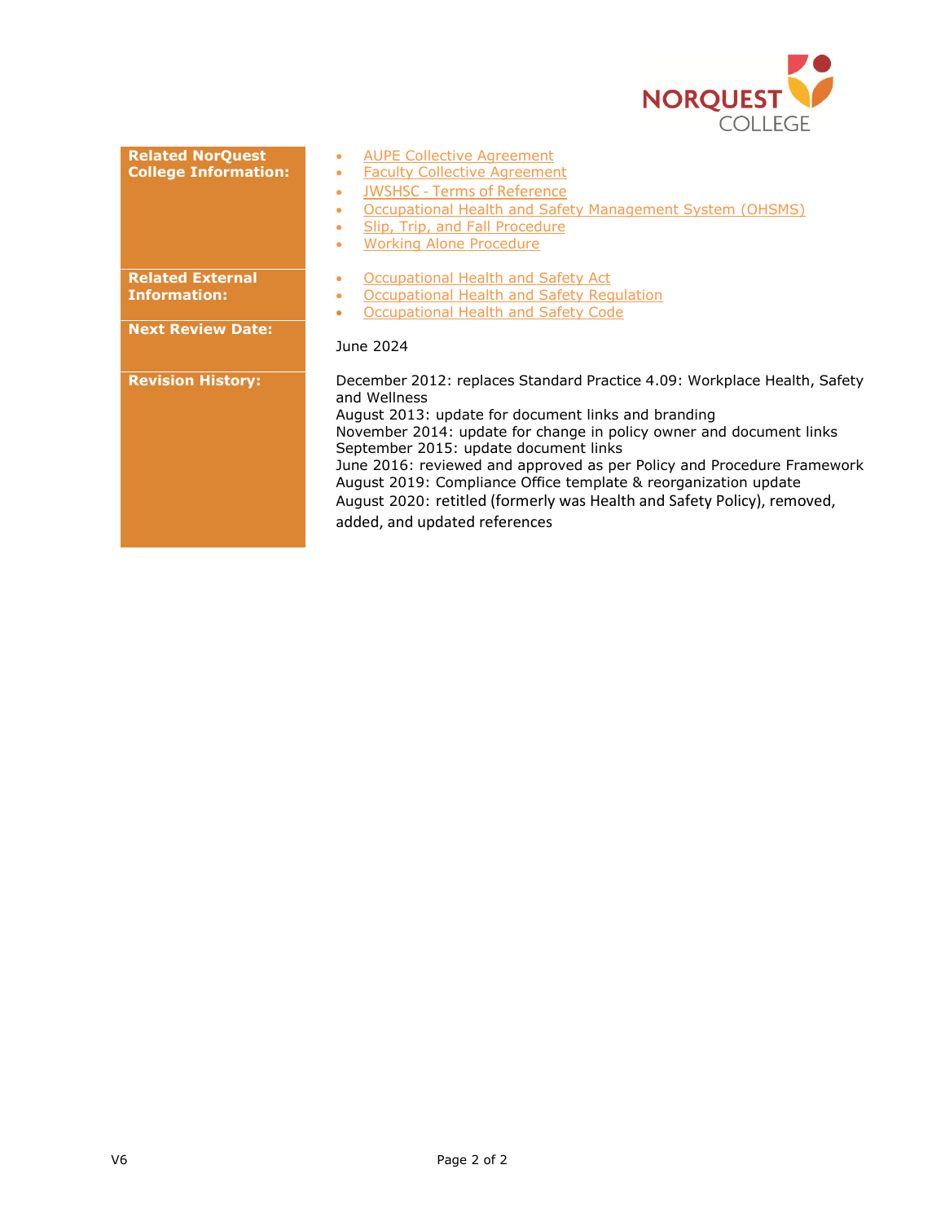| | |
|---|---|
| **Related NorQuest College Information:** | • AUPE Collective Agreement<br>• Faculty Collective Agreement<br>• JWSHSC - Terms of Reference<br>• Occupational Health and Safety Management System (OHSMS)<br>• Slip, Trip, and Fall Procedure<br>• Working Alone Procedure |
| **Related External Information:** | • Occupational Health and Safety Act<br>• Occupational Health and Safety Regulation<br>• Occupational Health and Safety Code |
| **Next Review Date:** | June 2024 |
| **Revision History:** | December 2012: replaces Standard Practice 4.09: Workplace Health, Safety and Wellness<br>August 2013: update for document links and branding<br>November 2014: update for change in policy owner and document links<br>September 2015: update document links<br>June 2016: reviewed and approved as per Policy and Procedure Framework<br>August 2019: Compliance Office template & reorganization update<br>August 2020: retitled (formerly was Health and Safety Policy), removed, added, and updated references |

V6